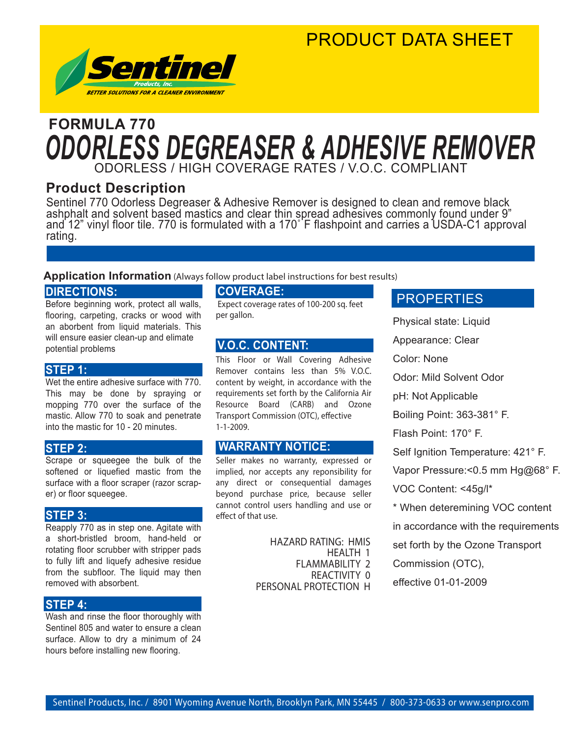Sentinel Products, Inc.

BETTER SOLUTIONS FOR A CLEANER ENVIRONMENT

PRODUCT DATA SHEET

## FORMULA 770

# *ODORLESS DEGREASER & ADHESIVE REMOVER*

ODORLESS / HIGH COVERAGE RATES / V.O.C. COMPLIANT

## Product Description

Sentinel 770 Odorless Degreaser & Adhesive Remover is designed to clean and remove black ashphalt and solvent based mastics and clear thin spread adhesives commonly found under 9" and 12" vinyl floor tile. 770 is formulated with a 170˚ F flashpoint and carries a USDA-C1 approval rating.

## Application Information (Always follow product label instructions for best results)

### DIRECTIONS:

Before beginning work, protect all walls, flooring, carpeting, cracks or wood with an aborbent from liquid materials. This will ensure easier clean-up and elimate potential problems

### STEP 1:

Wet the entire adhesive surface with 770. This may be done by spraying or mopping 770 over the surface of the mastic. Allow 770 to soak and penetrate into the mastic for 10 - 20 minutes.

### STEP 2:

Scrape or squeegee the bulk of the softened or liquefied mastic from the surface with a floor scraper (razor scraper) or floor squeegee.

### STEP 3:

Reapply 770 as in step one. Agitate with a short-bristled broom, hand-held or rotating floor scrubber with stripper pads to fully lift and liquefy adhesive residue from the subfloor. The liquid may then removed with absorbent.

### STEP 4:

Wash and rinse the floor thoroughly with Sentinel 805 and water to ensure a clean surface. Allow to dry a minimum of 24 hours before installing new flooring.

### COVERAGE:

Expect coverage rates of 100-200 sq. feet per gallon.

### V.O.C. CONTENT:

This Floor or Wall Covering Adhesive Remover contains less than 5% V.O.C. content by weight, in accordance with the requirements set forth by the California Air Resource Board (CARB) and Ozone Transport Commission (OTC), effective 1-1-2009.

### WARRANTY NOTICE:

Seller makes no warranty, expressed or implied, nor accepts any reponsibility for any direct or consequential damages beyond purchase price, because seller cannot control users handling and use or effect of that use.

HAZARD RATING: HMIS
HEALTH 1
FLAMMABILITY 2
REACTIVITY 0
PERSONAL PROTECTION H

### PROPERTIES

Physical state: Liquid

Appearance: Clear

Color: None

Odor: Mild Solvent Odor

pH: Not Applicable

Boiling Point: 363-381° F.

Flash Point: 170° F.

Self Ignition Temperature: 421° F.

Vapor Pressure:<0.5 mm Hg@68° F.

VOC Content: <45g/l*

* When deteremining VOC content in accordance with the requirements set forth by the Ozone Transport Commission (OTC), effective 01-01-2009

Sentinel Products, Inc. / 8901 Wyoming Avenue North, Brooklyn Park, MN 55445 / 800-373-0633 or www.senpro.com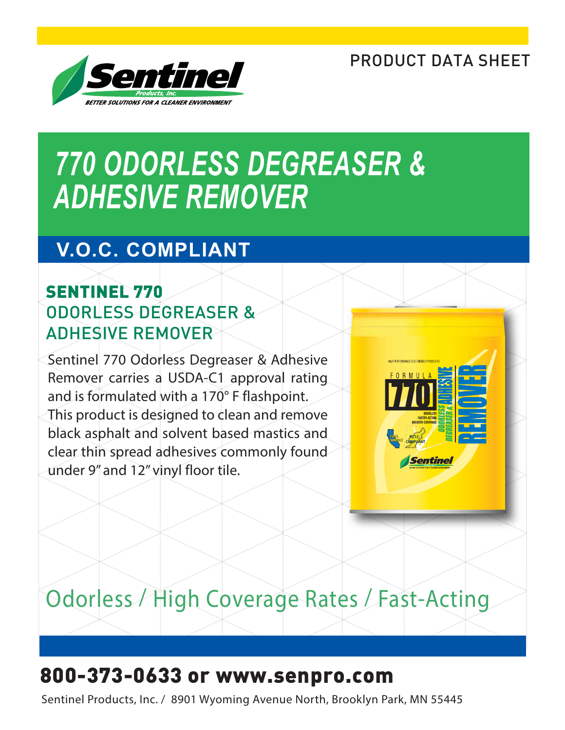PRODUCT DATA SHEET

# 770 ODORLESS DEGREASER & ADHESIVE REMOVER

## V.O.C. COMPLIANT

### SENTINEL 770 ODORLESS DEGREASER & ADHESIVE REMOVER

Sentinel 770 Odorless Degreaser & Adhesive Remover carries a USDA-C1 approval rating and is formulated with a 170° F flashpoint. This product is designed to clean and remove black asphalt and solvent based mastics and clear thin spread adhesives commonly found under 9" and 12" vinyl floor tile.

Odorless / High Coverage Rates / Fast-Acting

**800-373-0633 or www.senpro.com**

Sentinel Products, Inc. / 8901 Wyoming Avenue North, Brooklyn Park, MN 55445